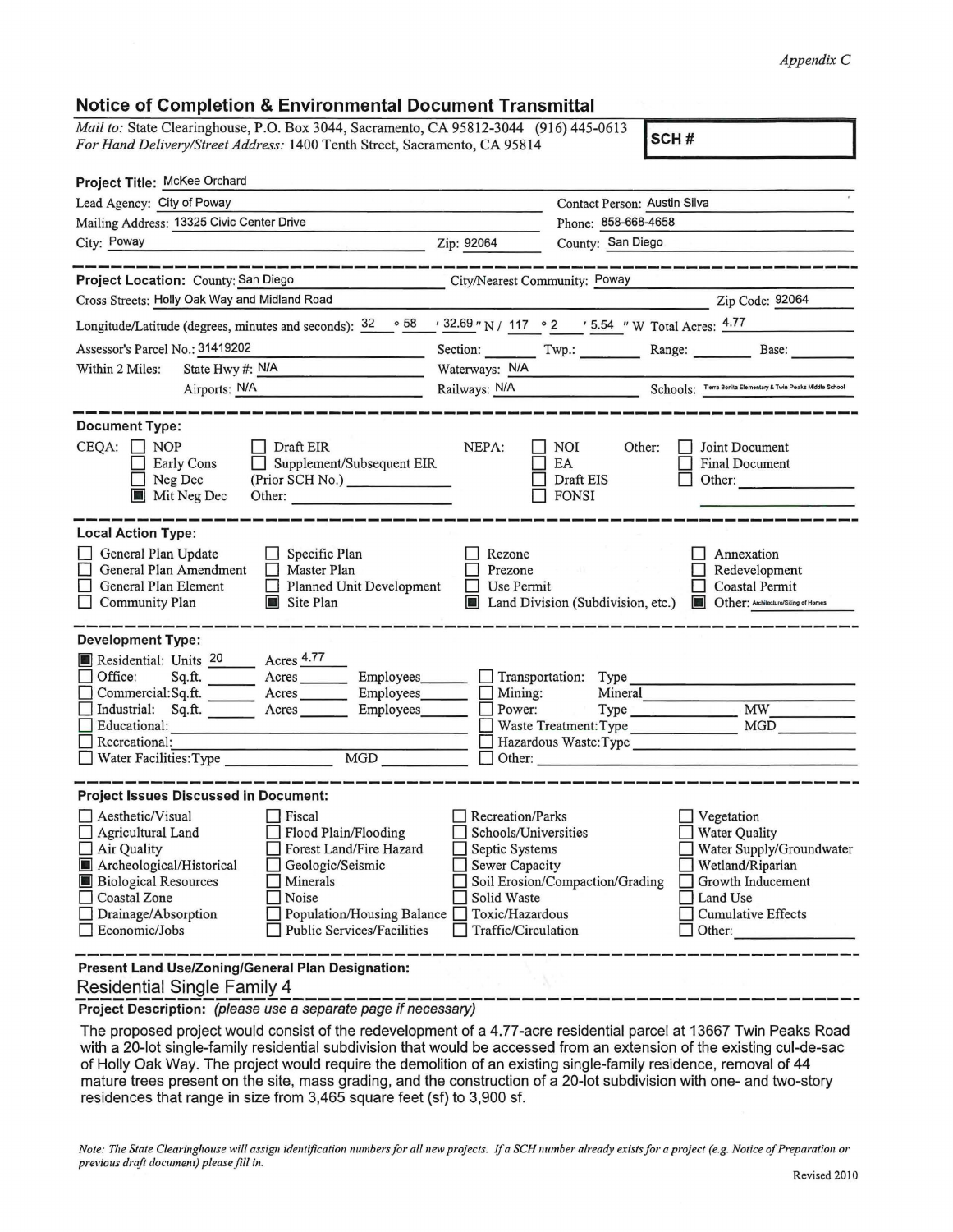Appendix C

## Notice of Completion & Environmental Document Transmittal

*Mail to:* State Clearinghouse, P.O. Box 3044, Sacramento, CA 95812-3044 (916) 445-0613
*For Hand Delivery/Street Address:* 1400 Tenth Street, Sacramento, CA 95814

**SCH #**

**Project Title:** McKee Orchard

Lead Agency: City of Poway
Contact Person: Austin Silva
Mailing Address: 13325 Civic Center Drive
Phone: 858-668-4658
City: Poway
Zip: 92064
County: San Diego

---

**Project Location:** County: San Diego
City/Nearest Community: Poway
Cross Streets: Holly Oak Way and Midland Road
Zip Code: 92064
Longitude/Latitude (degrees, minutes and seconds): 32 ° 58 ′ 32.69 ″ N / 117 ° 2 ′ 5.54 ″ W Total Acres: 4.77
Assessor's Parcel No.: 31419202
Section: ______ Twp.: ______ Range: ______ Base: ______
Within 2 Miles: State Hwy #: N/A
Waterways: N/A
Airports: N/A
Railways: N/A
Schools: Tierra Bonita Elementary & Twin Peaks Middle School

---

**Document Type:**

CEQA:
- ☐ NOP
- ☐ Early Cons
- ☐ Neg Dec
- ■ Mit Neg Dec
- ☐ Draft EIR
- ☐ Supplement/Subsequent EIR (Prior SCH No.) ______
- Other: ______

NEPA:
- ☐ NOI
- ☐ EA
- ☐ Draft EIS
- ☐ FONSI

Other:
- ☐ Joint Document
- ☐ Final Document
- ☐ Other: ______

---

**Local Action Type:**

- ☐ General Plan Update
- ☐ General Plan Amendment
- ☐ General Plan Element
- ☐ Community Plan
- ☐ Specific Plan
- ☐ Master Plan
- ☐ Planned Unit Development
- ■ Site Plan
- ☐ Rezone
- ☐ Prezone
- ☐ Use Permit
- ■ Land Division (Subdivision, etc.)
- ☐ Annexation
- ☐ Redevelopment
- ☐ Coastal Permit
- ■ Other: Architecture/Siting of Homes

---

**Development Type:**

- ■ Residential: Units 20 Acres 4.77
- ☐ Office: Sq.ft. ______ Acres ______ Employees ______
- ☐ Commercial: Sq.ft. ______ Acres ______ Employees ______
- ☐ Industrial: Sq.ft. ______ Acres ______ Employees ______
- ☐ Educational: ______
- ☐ Recreational: ______
- ☐ Water Facilities: Type ______ MGD ______
- ☐ Transportation: Type ______
- ☐ Mining: Mineral ______
- ☐ Power: Type ______ MW ______
- ☐ Waste Treatment: Type ______ MGD ______
- ☐ Hazardous Waste: Type ______
- ☐ Other: ______

---

**Project Issues Discussed in Document:**

- ☐ Aesthetic/Visual
- ☐ Agricultural Land
- ☐ Air Quality
- ■ Archeological/Historical
- ■ Biological Resources
- ☐ Coastal Zone
- ☐ Drainage/Absorption
- ☐ Economic/Jobs
- ☐ Fiscal
- ☐ Flood Plain/Flooding
- ☐ Forest Land/Fire Hazard
- ☐ Geologic/Seismic
- ☐ Minerals
- ☐ Noise
- ☐ Population/Housing Balance
- ☐ Public Services/Facilities
- ☐ Recreation/Parks
- ☐ Schools/Universities
- ☐ Septic Systems
- ☐ Sewer Capacity
- ☐ Soil Erosion/Compaction/Grading
- ☐ Solid Waste
- ☐ Toxic/Hazardous
- ☐ Traffic/Circulation
- ☐ Vegetation
- ☐ Water Quality
- ☐ Water Supply/Groundwater
- ☐ Wetland/Riparian
- ☐ Growth Inducement
- ☐ Land Use
- ☐ Cumulative Effects
- ☐ Other: ______

---

**Present Land Use/Zoning/General Plan Designation:**

Residential Single Family 4

**Project Description:** *(please use a separate page if necessary)*

The proposed project would consist of the redevelopment of a 4.77-acre residential parcel at 13667 Twin Peaks Road with a 20-lot single-family residential subdivision that would be accessed from an extension of the existing cul-de-sac of Holly Oak Way. The project would require the demolition of an existing single-family residence, removal of 44 mature trees present on the site, mass grading, and the construction of a 20-lot subdivision with one- and two-story residences that range in size from 3,465 square feet (sf) to 3,900 sf.

*Note: The State Clearinghouse will assign identification numbers for all new projects. If a SCH number already exists for a project (e.g. Notice of Preparation or previous draft document) please fill in.*

Revised 2010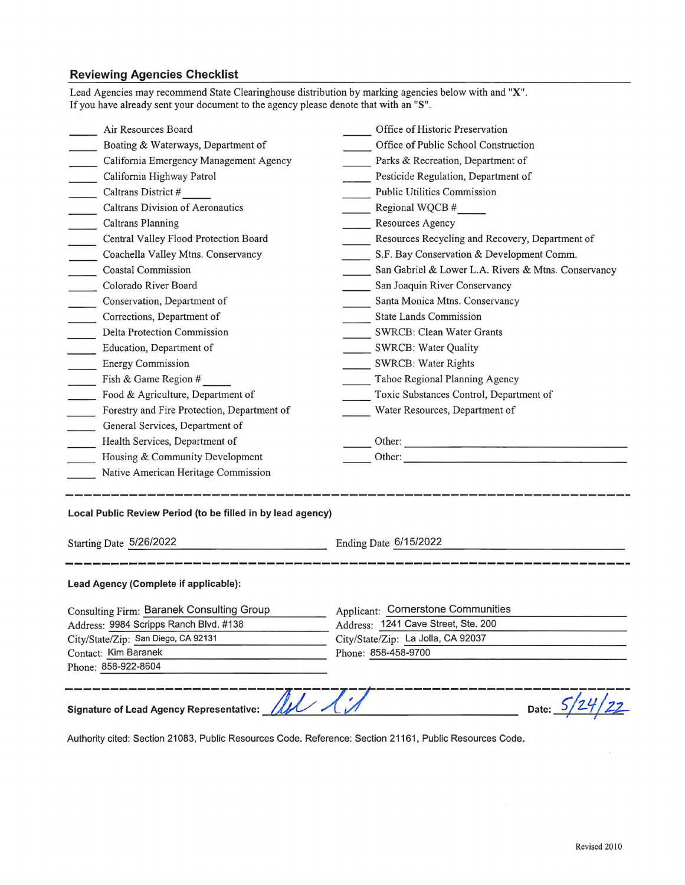## Reviewing Agencies Checklist

Lead Agencies may recommend State Clearinghouse distribution by marking agencies below with and "**X**".
If you have already sent your document to the agency please denote that with an "S".

_____ Air Resources Board
_____ Boating & Waterways, Department of
_____ California Emergency Management Agency
_____ California Highway Patrol
_____ Caltrans District # _____
_____ Caltrans Division of Aeronautics
_____ Caltrans Planning
_____ Central Valley Flood Protection Board
_____ Coachella Valley Mtns. Conservancy
_____ Coastal Commission
_____ Colorado River Board
_____ Conservation, Department of
_____ Corrections, Department of
_____ Delta Protection Commission
_____ Education, Department of
_____ Energy Commission
_____ Fish & Game Region # _____
_____ Food & Agriculture, Department of
_____ Forestry and Fire Protection, Department of
_____ General Services, Department of
_____ Health Services, Department of
_____ Housing & Community Development
_____ Native American Heritage Commission
_____ Office of Historic Preservation
_____ Office of Public School Construction
_____ Parks & Recreation, Department of
_____ Pesticide Regulation, Department of
_____ Public Utilities Commission
_____ Regional WQCB # _____
_____ Resources Agency
_____ Resources Recycling and Recovery, Department of
_____ S.F. Bay Conservation & Development Comm.
_____ San Gabriel & Lower L.A. Rivers & Mtns. Conservancy
_____ San Joaquin River Conservancy
_____ Santa Monica Mtns. Conservancy
_____ State Lands Commission
_____ SWRCB: Clean Water Grants
_____ SWRCB: Water Quality
_____ SWRCB: Water Rights
_____ Tahoe Regional Planning Agency
_____ Toxic Substances Control, Department of
_____ Water Resources, Department of

_____ Other: _____________________
_____ Other: _____________________

---

**Local Public Review Period (to be filled in by lead agency)**

Starting Date 5/26/2022 Ending Date 6/15/2022

---

**Lead Agency (Complete if applicable):**

Consulting Firm: Baranek Consulting Group
Address: 9984 Scripps Ranch Blvd. #138
City/State/Zip: San Diego, CA 92131
Contact: Kim Baranek
Phone: 858-922-8604

Applicant: Cornerstone Communities
Address: 1241 Cave Street, Ste. 200
City/State/Zip: La Jolla, CA 92037
Phone: 858-458-9700

---

**Signature of Lead Agency Representative:** [signature] **Date:** 5/24/22

Authority cited: Section 21083, Public Resources Code. Reference: Section 21161, Public Resources Code.

Revised 2010